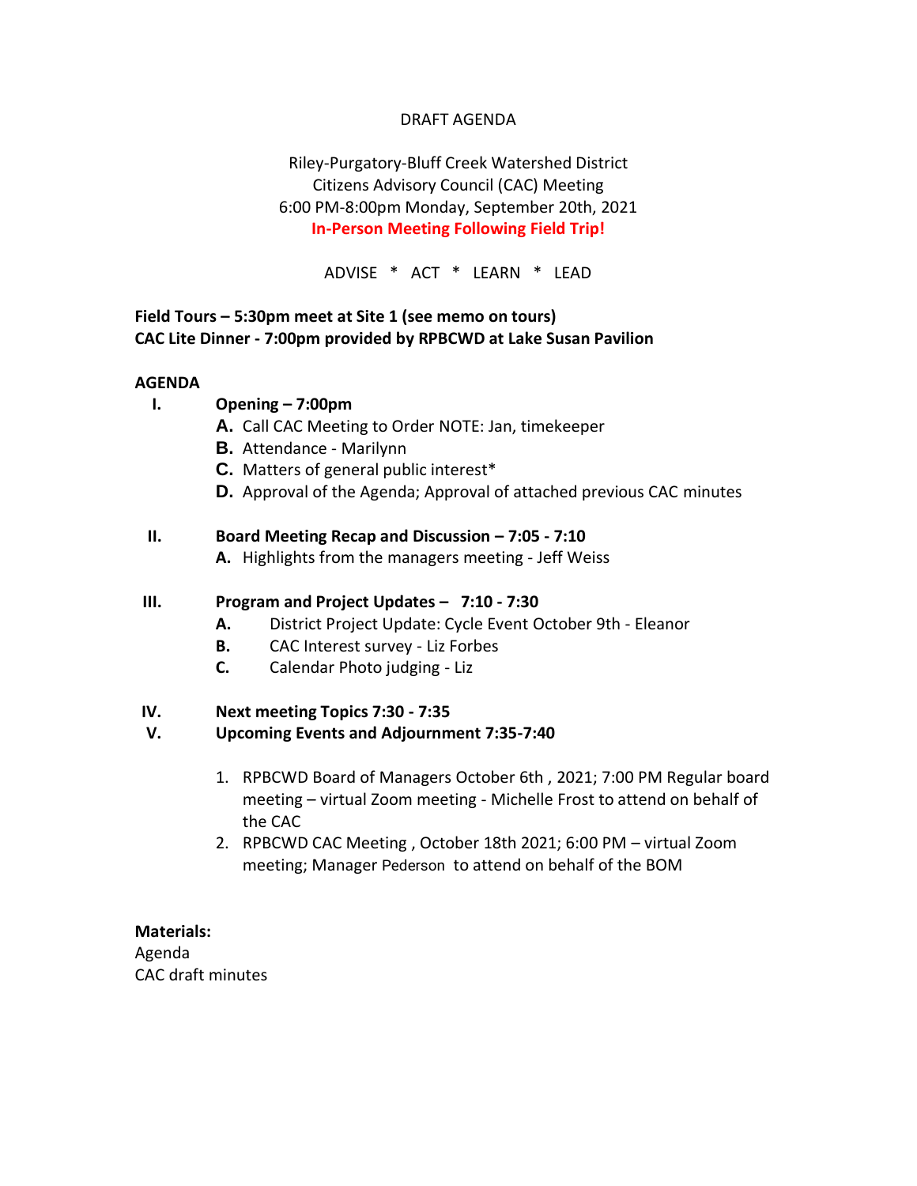DRAFT AGENDA

Riley-Purgatory-Bluff Creek Watershed District
Citizens Advisory Council (CAC) Meeting
6:00 PM-8:00pm Monday, September 20th, 2021
**In-Person Meeting Following Field Trip!**

ADVISE * ACT * LEARN * LEAD

**Field Tours – 5:30pm meet at Site 1 (see memo on tours)**
**CAC Lite Dinner - 7:00pm provided by RPBCWD at Lake Susan Pavilion**

**AGENDA**

I. **Opening – 7:00pm**
   - **A.** Call CAC Meeting to Order NOTE: Jan, timekeeper
   - **B.** Attendance - Marilynn
   - **C.** Matters of general public interest*
   - **D.** Approval of the Agenda; Approval of attached previous CAC minutes

II. **Board Meeting Recap and Discussion – 7:05 - 7:10**
   - **A.** Highlights from the managers meeting - Jeff Weiss

III. **Program and Project Updates – 7:10 - 7:30**
   - **A.** District Project Update: Cycle Event October 9th - Eleanor
   - **B.** CAC Interest survey - Liz Forbes
   - **C.** Calendar Photo judging - Liz

IV. **Next meeting Topics 7:30 - 7:35**

V. **Upcoming Events and Adjournment 7:35-7:40**

1. RPBCWD Board of Managers October 6th , 2021; 7:00 PM Regular board meeting – virtual Zoom meeting - Michelle Frost to attend on behalf of the CAC
2. RPBCWD CAC Meeting , October 18th 2021; 6:00 PM – virtual Zoom meeting; Manager Pederson to attend on behalf of the BOM

**Materials:**
Agenda
CAC draft minutes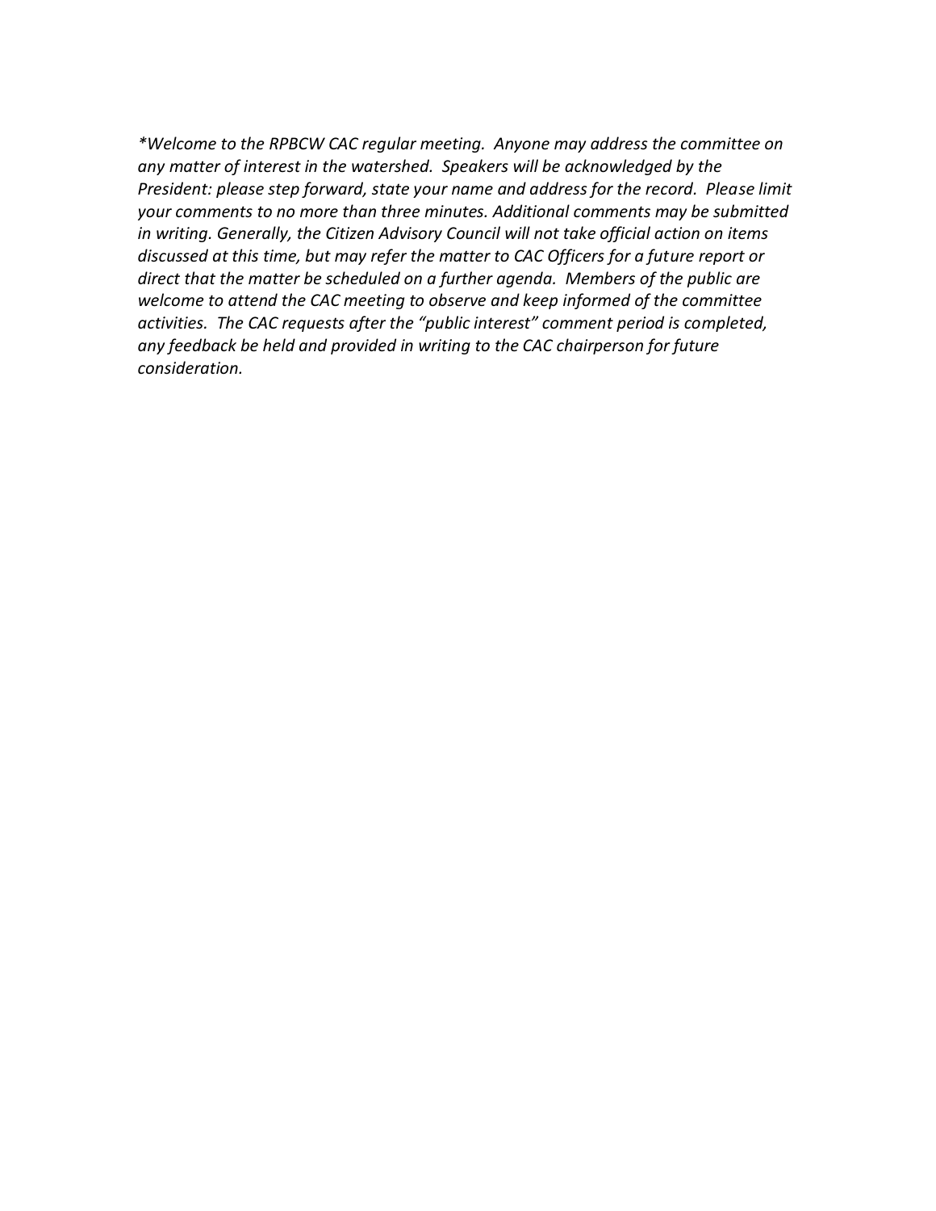*\*Welcome to the RPBCW CAC regular meeting. Anyone may address the committee on any matter of interest in the watershed. Speakers will be acknowledged by the President: please step forward, state your name and address for the record. Please limit your comments to no more than three minutes. Additional comments may be submitted in writing. Generally, the Citizen Advisory Council will not take official action on items discussed at this time, but may refer the matter to CAC Officers for a future report or direct that the matter be scheduled on a further agenda. Members of the public are welcome to attend the CAC meeting to observe and keep informed of the committee activities. The CAC requests after the "public interest" comment period is completed, any feedback be held and provided in writing to the CAC chairperson for future consideration.*